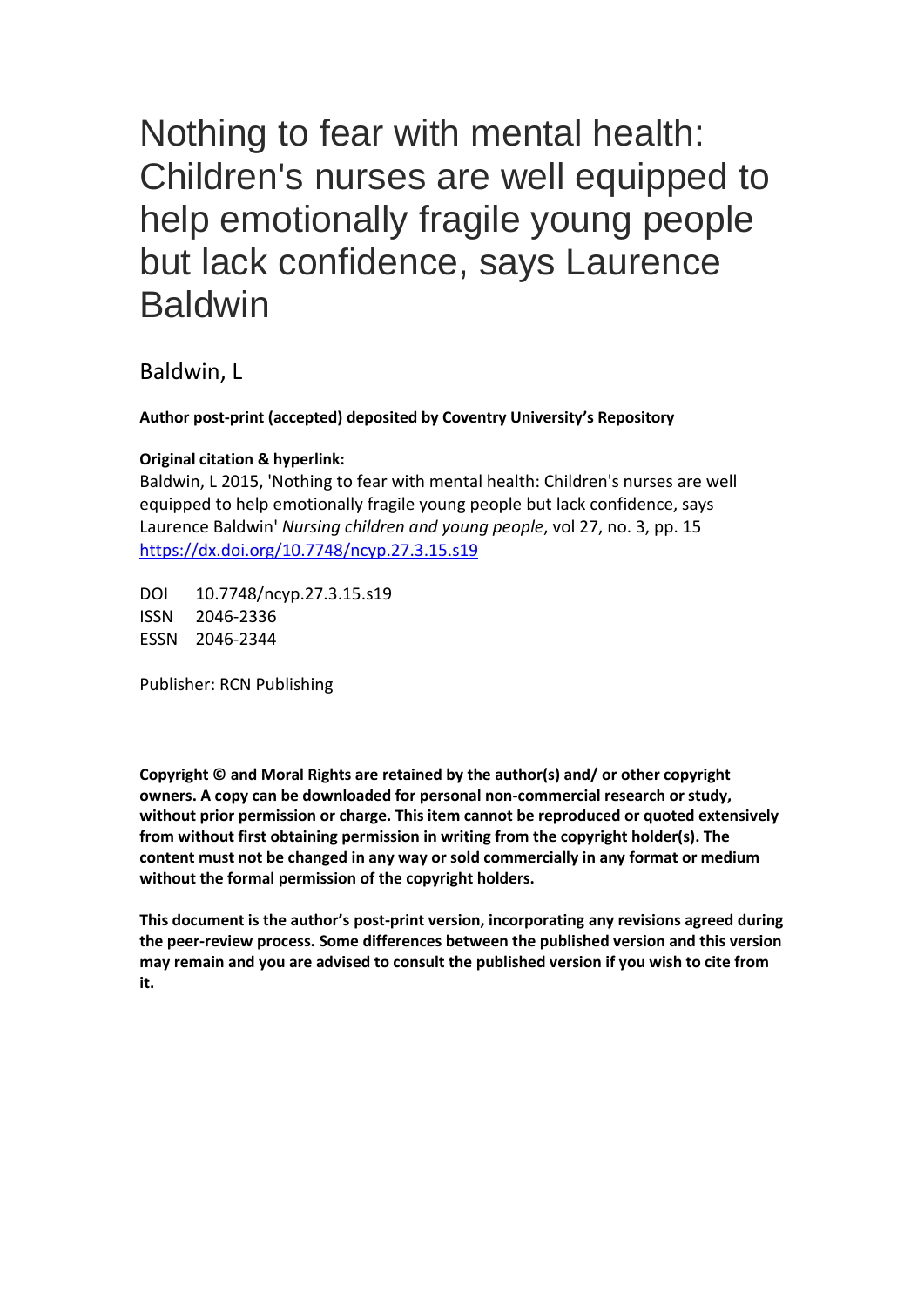# Nothing to fear with mental health: Children's nurses are well equipped to help emotionally fragile young people but lack confidence, says Laurence Baldwin

Baldwin, L

**Author post-print (accepted) deposited by Coventry University's Repository**

**Original citation & hyperlink:**

Baldwin, L 2015, 'Nothing to fear with mental health: Children's nurses are well equipped to help emotionally fragile young people but lack confidence, says Laurence Baldwin' *Nursing children and young people*, vol 27, no. 3, pp. 15
https://dx.doi.org/10.7748/ncyp.27.3.15.s19

DOI 10.7748/ncyp.27.3.15.s19
ISSN 2046-2336
ESSN 2046-2344

Publisher: RCN Publishing

**Copyright © and Moral Rights are retained by the author(s) and/ or other copyright owners. A copy can be downloaded for personal non-commercial research or study, without prior permission or charge. This item cannot be reproduced or quoted extensively from without first obtaining permission in writing from the copyright holder(s). The content must not be changed in any way or sold commercially in any format or medium without the formal permission of the copyright holders.**

**This document is the author's post-print version, incorporating any revisions agreed during the peer-review process. Some differences between the published version and this version may remain and you are advised to consult the published version if you wish to cite from it.**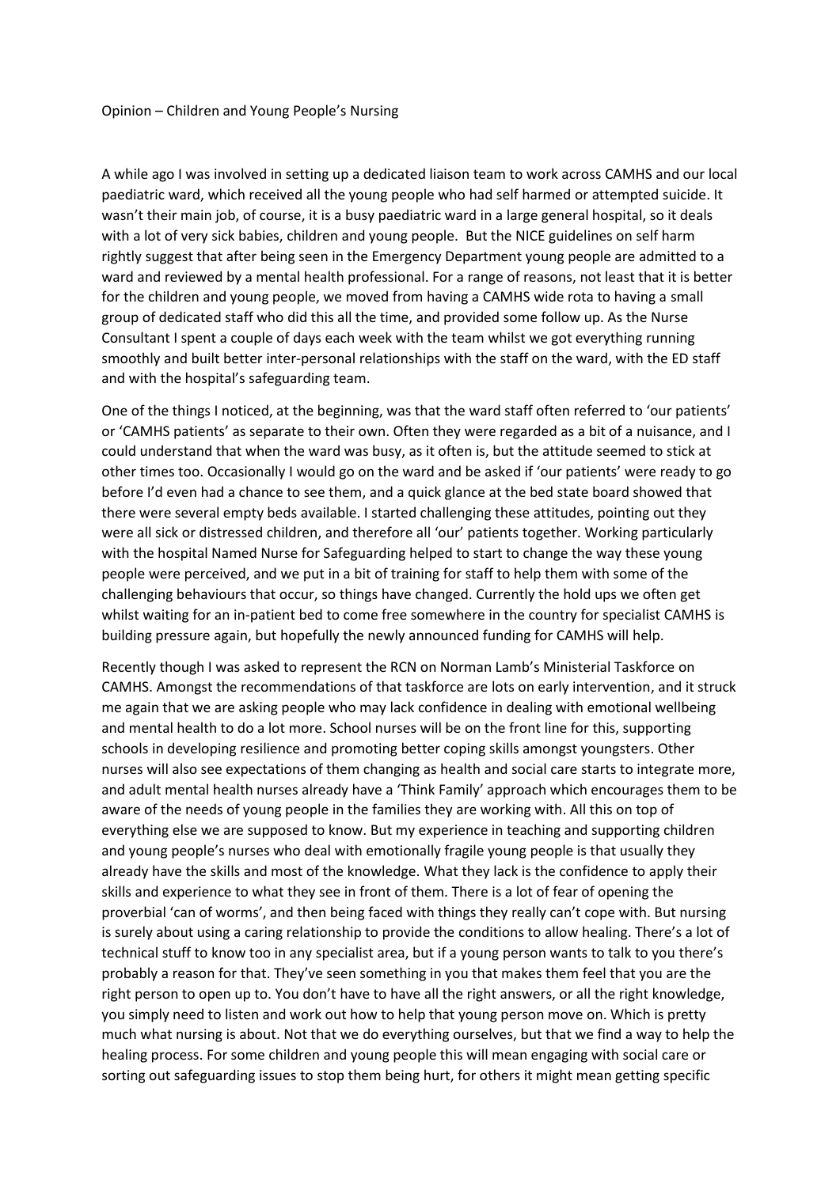Opinion – Children and Young People's Nursing

A while ago I was involved in setting up a dedicated liaison team to work across CAMHS and our local paediatric ward, which received all the young people who had self harmed or attempted suicide. It wasn't their main job, of course, it is a busy paediatric ward in a large general hospital, so it deals with a lot of very sick babies, children and young people. But the NICE guidelines on self harm rightly suggest that after being seen in the Emergency Department young people are admitted to a ward and reviewed by a mental health professional. For a range of reasons, not least that it is better for the children and young people, we moved from having a CAMHS wide rota to having a small group of dedicated staff who did this all the time, and provided some follow up. As the Nurse Consultant I spent a couple of days each week with the team whilst we got everything running smoothly and built better inter-personal relationships with the staff on the ward, with the ED staff and with the hospital's safeguarding team.

One of the things I noticed, at the beginning, was that the ward staff often referred to 'our patients' or 'CAMHS patients' as separate to their own. Often they were regarded as a bit of a nuisance, and I could understand that when the ward was busy, as it often is, but the attitude seemed to stick at other times too. Occasionally I would go on the ward and be asked if 'our patients' were ready to go before I'd even had a chance to see them, and a quick glance at the bed state board showed that there were several empty beds available. I started challenging these attitudes, pointing out they were all sick or distressed children, and therefore all 'our' patients together. Working particularly with the hospital Named Nurse for Safeguarding helped to start to change the way these young people were perceived, and we put in a bit of training for staff to help them with some of the challenging behaviours that occur, so things have changed. Currently the hold ups we often get whilst waiting for an in-patient bed to come free somewhere in the country for specialist CAMHS is building pressure again, but hopefully the newly announced funding for CAMHS will help.

Recently though I was asked to represent the RCN on Norman Lamb's Ministerial Taskforce on CAMHS. Amongst the recommendations of that taskforce are lots on early intervention, and it struck me again that we are asking people who may lack confidence in dealing with emotional wellbeing and mental health to do a lot more. School nurses will be on the front line for this, supporting schools in developing resilience and promoting better coping skills amongst youngsters. Other nurses will also see expectations of them changing as health and social care starts to integrate more, and adult mental health nurses already have a 'Think Family' approach which encourages them to be aware of the needs of young people in the families they are working with. All this on top of everything else we are supposed to know. But my experience in teaching and supporting children and young people's nurses who deal with emotionally fragile young people is that usually they already have the skills and most of the knowledge. What they lack is the confidence to apply their skills and experience to what they see in front of them. There is a lot of fear of opening the proverbial 'can of worms', and then being faced with things they really can't cope with. But nursing is surely about using a caring relationship to provide the conditions to allow healing. There's a lot of technical stuff to know too in any specialist area, but if a young person wants to talk to you there's probably a reason for that. They've seen something in you that makes them feel that you are the right person to open up to. You don't have to have all the right answers, or all the right knowledge, you simply need to listen and work out how to help that young person move on. Which is pretty much what nursing is about. Not that we do everything ourselves, but that we find a way to help the healing process. For some children and young people this will mean engaging with social care or sorting out safeguarding issues to stop them being hurt, for others it might mean getting specific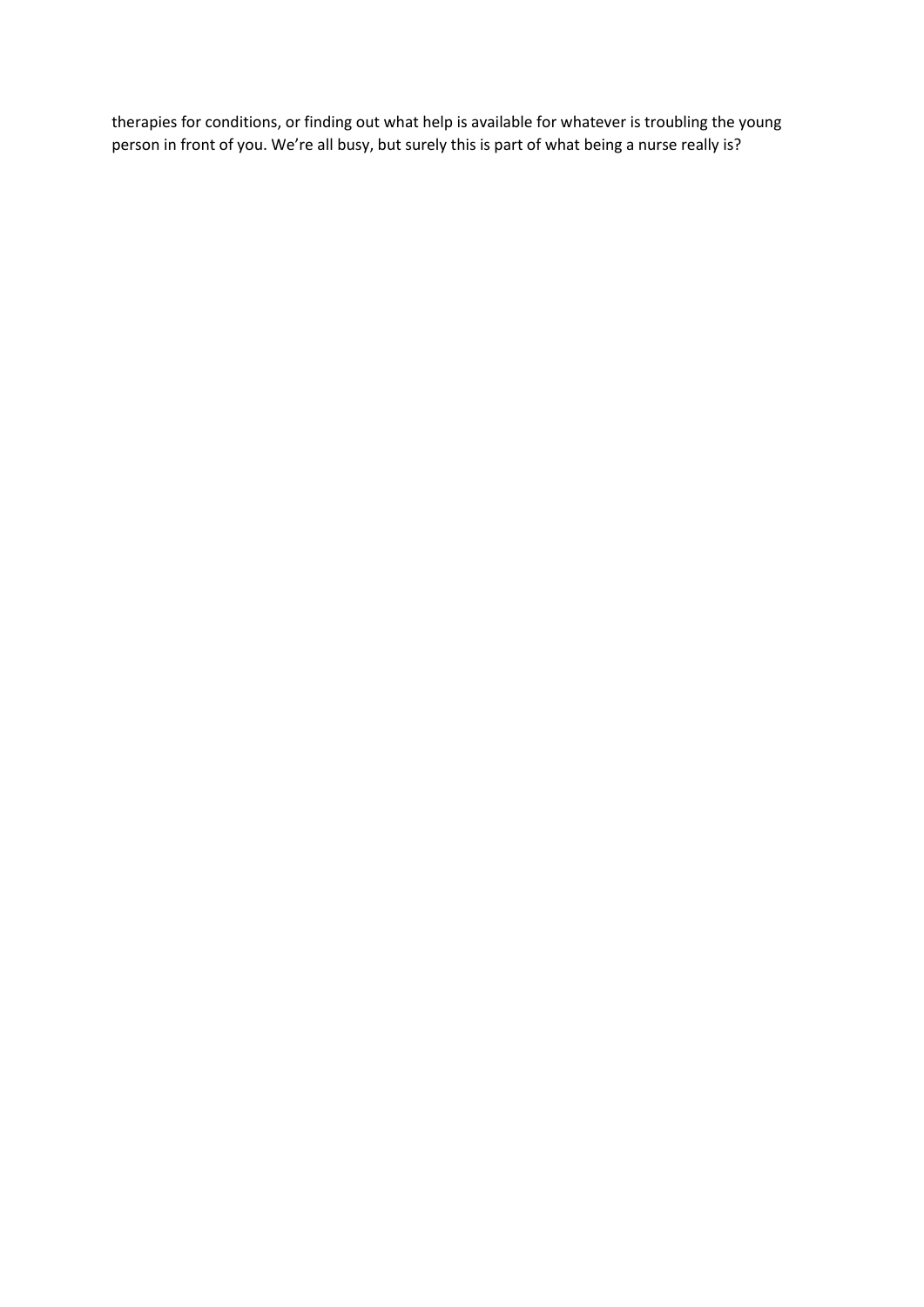therapies for conditions, or finding out what help is available for whatever is troubling the young person in front of you. We're all busy, but surely this is part of what being a nurse really is?